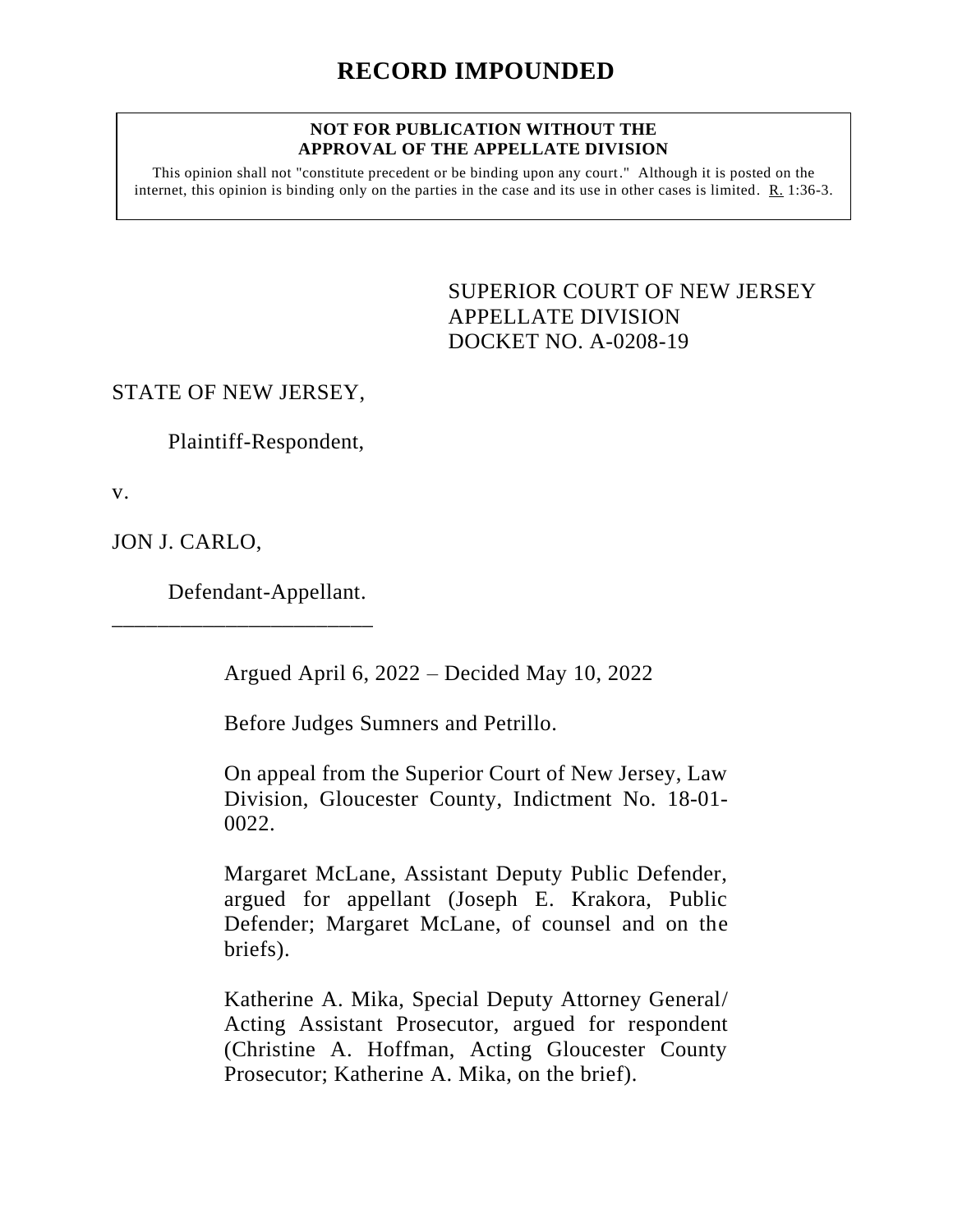# RECORD IMPOUNDED

**NOT FOR PUBLICATION WITHOUT THE APPROVAL OF THE APPELLATE DIVISION**

This opinion shall not "constitute precedent or be binding upon any court." Although it is posted on the internet, this opinion is binding only on the parties in the case and its use in other cases is limited. R. 1:36-3.

SUPERIOR COURT OF NEW JERSEY
APPELLATE DIVISION
DOCKET NO. A-0208-19

STATE OF NEW JERSEY,

Plaintiff-Respondent,

v.

JON J. CARLO,

Defendant-Appellant.

\_\_\_\_\_\_\_\_\_\_\_\_\_\_\_\_\_\_\_\_\_\_\_\_\_\_

Argued April 6, 2022 – Decided May 10, 2022

Before Judges Sumners and Petrillo.

On appeal from the Superior Court of New Jersey, Law Division, Gloucester County, Indictment No. 18-01-0022.

Margaret McLane, Assistant Deputy Public Defender, argued for appellant (Joseph E. Krakora, Public Defender; Margaret McLane, of counsel and on the briefs).

Katherine A. Mika, Special Deputy Attorney General/ Acting Assistant Prosecutor, argued for respondent (Christine A. Hoffman, Acting Gloucester County Prosecutor; Katherine A. Mika, on the brief).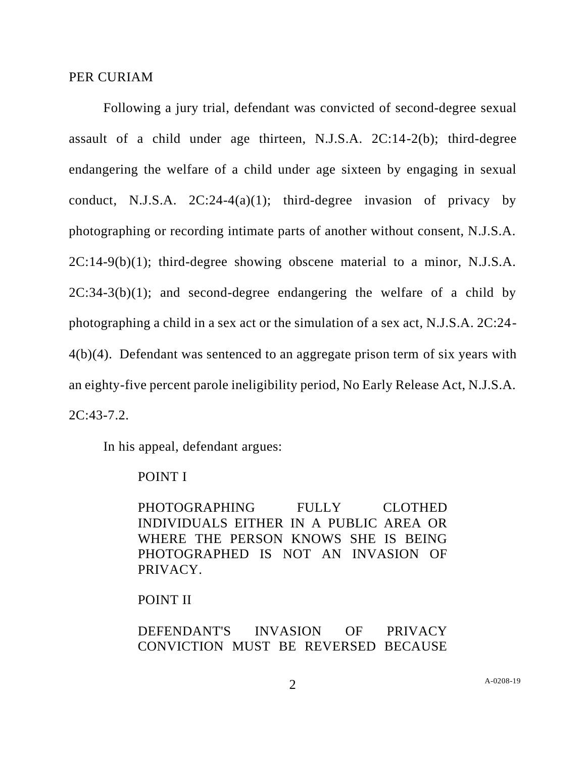PER CURIAM

Following a jury trial, defendant was convicted of second-degree sexual assault of a child under age thirteen, N.J.S.A. 2C:14-2(b); third-degree endangering the welfare of a child under age sixteen by engaging in sexual conduct, N.J.S.A. 2C:24-4(a)(1); third-degree invasion of privacy by photographing or recording intimate parts of another without consent, N.J.S.A. 2C:14-9(b)(1); third-degree showing obscene material to a minor, N.J.S.A. 2C:34-3(b)(1); and second-degree endangering the welfare of a child by photographing a child in a sex act or the simulation of a sex act, N.J.S.A. 2C:24-4(b)(4). Defendant was sentenced to an aggregate prison term of six years with an eighty-five percent parole ineligibility period, No Early Release Act, N.J.S.A. 2C:43-7.2.

In his appeal, defendant argues:

> POINT I
>
> PHOTOGRAPHING FULLY CLOTHED INDIVIDUALS EITHER IN A PUBLIC AREA OR WHERE THE PERSON KNOWS SHE IS BEING PHOTOGRAPHED IS NOT AN INVASION OF PRIVACY.
>
> POINT II
>
> DEFENDANT'S INVASION OF PRIVACY CONVICTION MUST BE REVERSED BECAUSE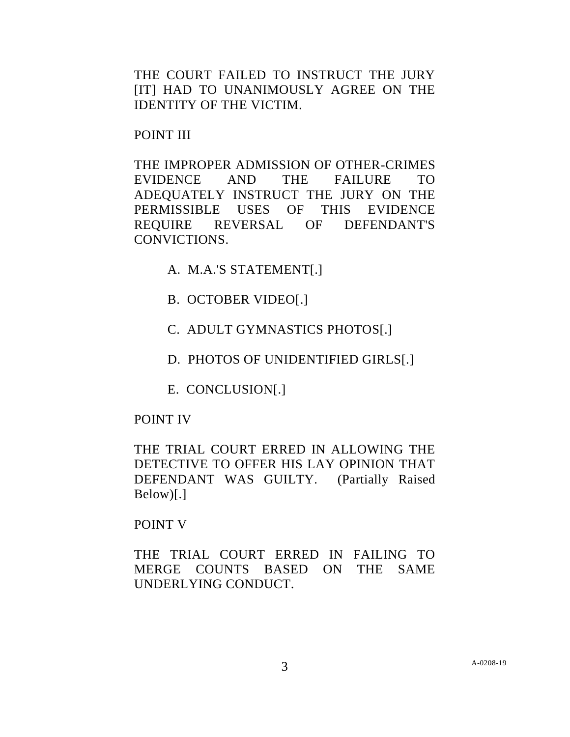THE COURT FAILED TO INSTRUCT THE JURY [IT] HAD TO UNANIMOUSLY AGREE ON THE IDENTITY OF THE VICTIM.

POINT III

THE IMPROPER ADMISSION OF OTHER-CRIMES EVIDENCE AND THE FAILURE TO ADEQUATELY INSTRUCT THE JURY ON THE PERMISSIBLE USES OF THIS EVIDENCE REQUIRE REVERSAL OF DEFENDANT'S CONVICTIONS.

A. M.A.'S STATEMENT[.]

B. OCTOBER VIDEO[.]

C. ADULT GYMNASTICS PHOTOS[.]

D. PHOTOS OF UNIDENTIFIED GIRLS[.]

E. CONCLUSION[.]

POINT IV

THE TRIAL COURT ERRED IN ALLOWING THE DETECTIVE TO OFFER HIS LAY OPINION THAT DEFENDANT WAS GUILTY. (Partially Raised Below)[.]

POINT V

THE TRIAL COURT ERRED IN FAILING TO MERGE COUNTS BASED ON THE SAME UNDERLYING CONDUCT.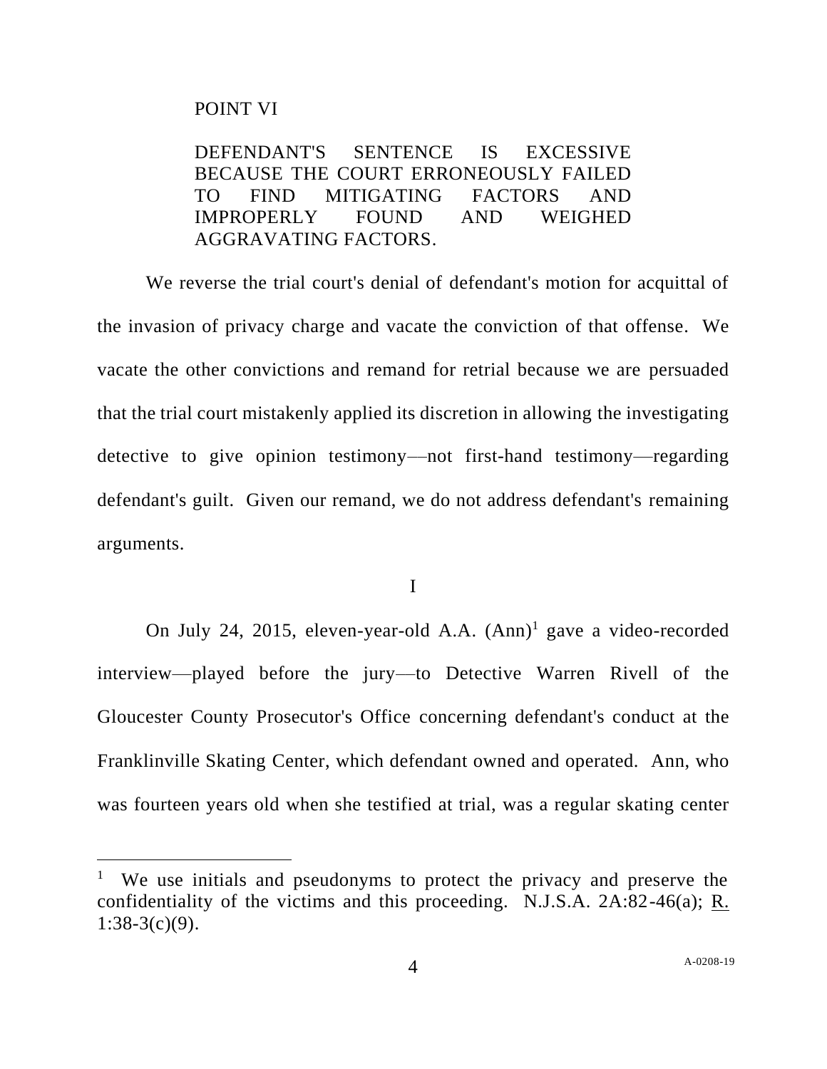POINT VI

DEFENDANT'S SENTENCE IS EXCESSIVE BECAUSE THE COURT ERRONEOUSLY FAILED TO FIND MITIGATING FACTORS AND IMPROPERLY FOUND AND WEIGHED AGGRAVATING FACTORS.

We reverse the trial court's denial of defendant's motion for acquittal of the invasion of privacy charge and vacate the conviction of that offense. We vacate the other convictions and remand for retrial because we are persuaded that the trial court mistakenly applied its discretion in allowing the investigating detective to give opinion testimony—not first-hand testimony—regarding defendant's guilt. Given our remand, we do not address defendant's remaining arguments.

I

On July 24, 2015, eleven-year-old A.A. (Ann)[1] gave a video-recorded interview—played before the jury—to Detective Warren Rivell of the Gloucester County Prosecutor's Office concerning defendant's conduct at the Franklinville Skating Center, which defendant owned and operated. Ann, who was fourteen years old when she testified at trial, was a regular skating center

[1] We use initials and pseudonyms to protect the privacy and preserve the confidentiality of the victims and this proceeding. N.J.S.A. 2A:82-46(a); R. 1:38-3(c)(9).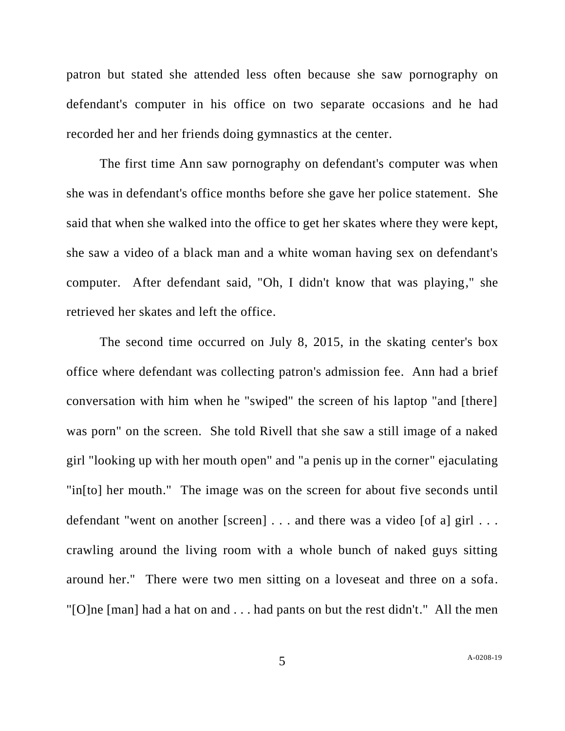patron but stated she attended less often because she saw pornography on defendant's computer in his office on two separate occasions and he had recorded her and her friends doing gymnastics at the center.

The first time Ann saw pornography on defendant's computer was when she was in defendant's office months before she gave her police statement. She said that when she walked into the office to get her skates where they were kept, she saw a video of a black man and a white woman having sex on defendant's computer. After defendant said, "Oh, I didn't know that was playing," she retrieved her skates and left the office.

The second time occurred on July 8, 2015, in the skating center's box office where defendant was collecting patron's admission fee. Ann had a brief conversation with him when he "swiped" the screen of his laptop "and [there] was porn" on the screen. She told Rivell that she saw a still image of a naked girl "looking up with her mouth open" and "a penis up in the corner" ejaculating "in[to] her mouth." The image was on the screen for about five seconds until defendant "went on another [screen] . . . and there was a video [of a] girl . . . crawling around the living room with a whole bunch of naked guys sitting around her." There were two men sitting on a loveseat and three on a sofa. "[O]ne [man] had a hat on and . . . had pants on but the rest didn't." All the men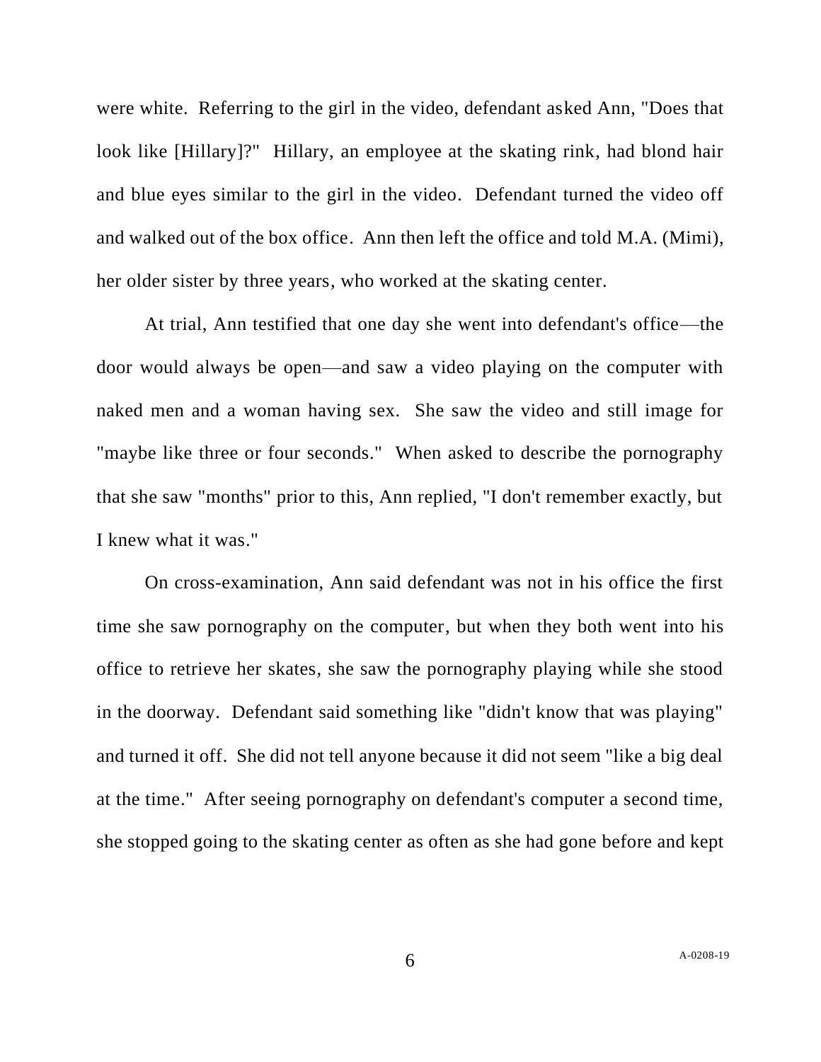were white. Referring to the girl in the video, defendant asked Ann, "Does that look like [Hillary]?" Hillary, an employee at the skating rink, had blond hair and blue eyes similar to the girl in the video. Defendant turned the video off and walked out of the box office. Ann then left the office and told M.A. (Mimi), her older sister by three years, who worked at the skating center.

At trial, Ann testified that one day she went into defendant's office—the door would always be open—and saw a video playing on the computer with naked men and a woman having sex. She saw the video and still image for "maybe like three or four seconds." When asked to describe the pornography that she saw "months" prior to this, Ann replied, "I don't remember exactly, but I knew what it was."

On cross-examination, Ann said defendant was not in his office the first time she saw pornography on the computer, but when they both went into his office to retrieve her skates, she saw the pornography playing while she stood in the doorway. Defendant said something like "didn't know that was playing" and turned it off. She did not tell anyone because it did not seem "like a big deal at the time." After seeing pornography on defendant's computer a second time, she stopped going to the skating center as often as she had gone before and kept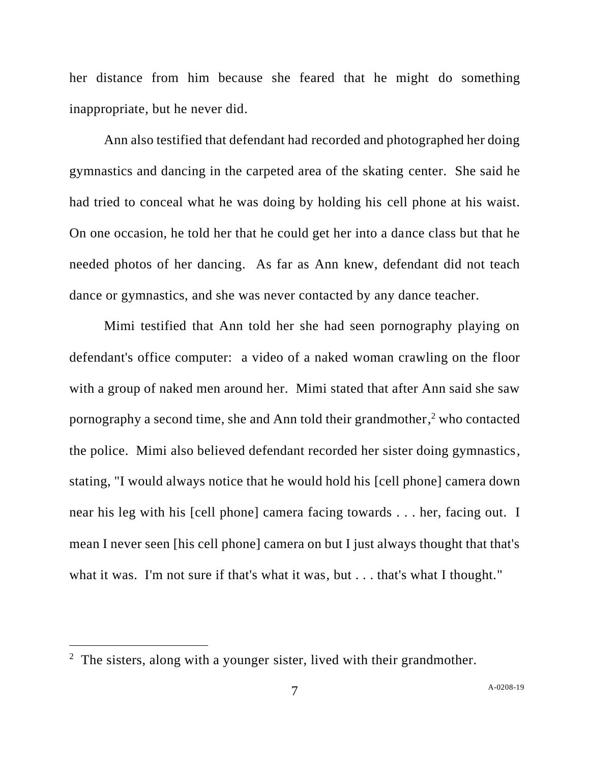her distance from him because she feared that he might do something inappropriate, but he never did.

Ann also testified that defendant had recorded and photographed her doing gymnastics and dancing in the carpeted area of the skating center. She said he had tried to conceal what he was doing by holding his cell phone at his waist. On one occasion, he told her that he could get her into a dance class but that he needed photos of her dancing. As far as Ann knew, defendant did not teach dance or gymnastics, and she was never contacted by any dance teacher.

Mimi testified that Ann told her she had seen pornography playing on defendant's office computer: a video of a naked woman crawling on the floor with a group of naked men around her. Mimi stated that after Ann said she saw pornography a second time, she and Ann told their grandmother,[2] who contacted the police. Mimi also believed defendant recorded her sister doing gymnastics, stating, "I would always notice that he would hold his [cell phone] camera down near his leg with his [cell phone] camera facing towards . . . her, facing out. I mean I never seen [his cell phone] camera on but I just always thought that that's what it was. I'm not sure if that's what it was, but . . . that's what I thought."

---

[2] The sisters, along with a younger sister, lived with their grandmother.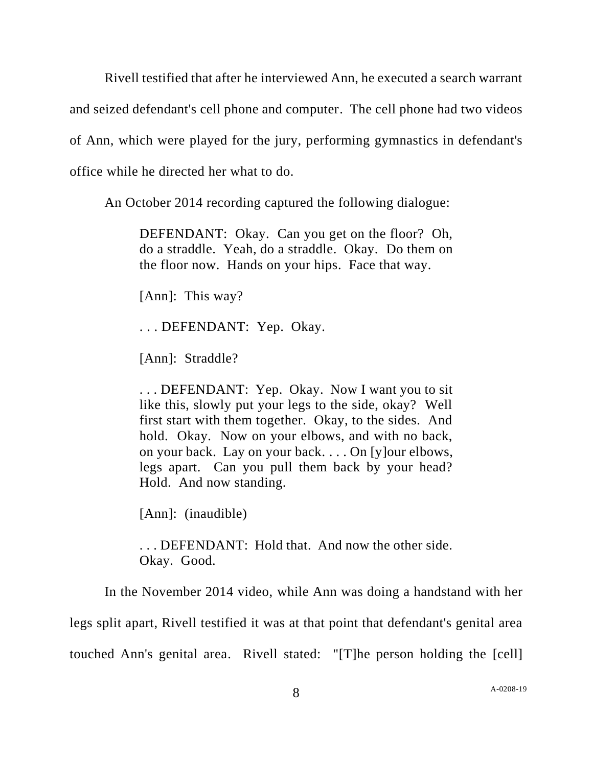Rivell testified that after he interviewed Ann, he executed a search warrant and seized defendant's cell phone and computer. The cell phone had two videos of Ann, which were played for the jury, performing gymnastics in defendant's office while he directed her what to do.

An October 2014 recording captured the following dialogue:

> DEFENDANT: Okay. Can you get on the floor? Oh, do a straddle. Yeah, do a straddle. Okay. Do them on the floor now. Hands on your hips. Face that way.
>
> [Ann]: This way?
>
> . . . DEFENDANT: Yep. Okay.
>
> [Ann]: Straddle?
>
> . . . DEFENDANT: Yep. Okay. Now I want you to sit like this, slowly put your legs to the side, okay? Well first start with them together. Okay, to the sides. And hold. Okay. Now on your elbows, and with no back, on your back. Lay on your back. . . . On [y]our elbows, legs apart. Can you pull them back by your head? Hold. And now standing.
>
> [Ann]: (inaudible)
>
> . . . DEFENDANT: Hold that. And now the other side. Okay. Good.

In the November 2014 video, while Ann was doing a handstand with her legs split apart, Rivell testified it was at that point that defendant's genital area touched Ann's genital area. Rivell stated: "[T]he person holding the [cell]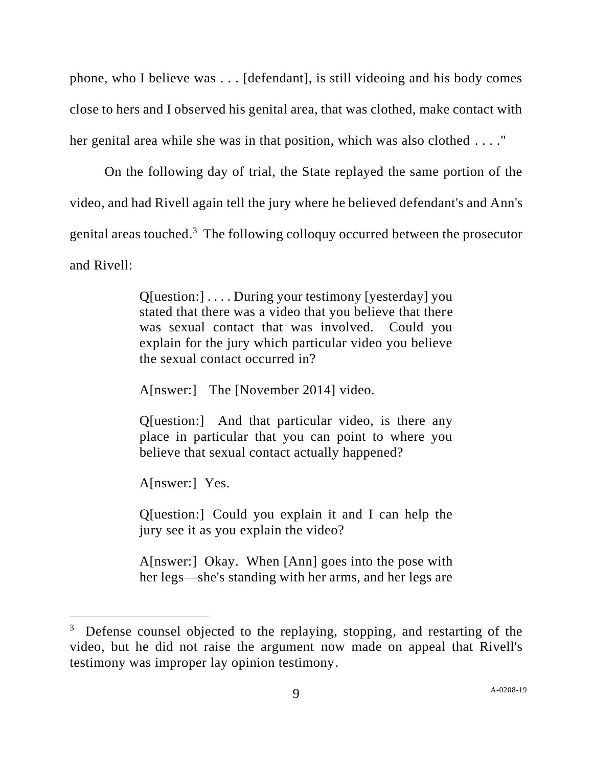phone, who I believe was . . . [defendant], is still videoing and his body comes close to hers and I observed his genital area, that was clothed, make contact with her genital area while she was in that position, which was also clothed . . . ."

On the following day of trial, the State replayed the same portion of the video, and had Rivell again tell the jury where he believed defendant's and Ann's genital areas touched.[3] The following colloquy occurred between the prosecutor and Rivell:

> Q[uestion:] . . . . During your testimony [yesterday] you stated that there was a video that you believe that there was sexual contact that was involved. Could you explain for the jury which particular video you believe the sexual contact occurred in?
>
> A[nswer:] The [November 2014] video.
>
> Q[uestion:] And that particular video, is there any place in particular that you can point to where you believe that sexual contact actually happened?
>
> A[nswer:] Yes.
>
> Q[uestion:] Could you explain it and I can help the jury see it as you explain the video?
>
> A[nswer:] Okay. When [Ann] goes into the pose with her legs—she's standing with her arms, and her legs are

[3] Defense counsel objected to the replaying, stopping, and restarting of the video, but he did not raise the argument now made on appeal that Rivell's testimony was improper lay opinion testimony.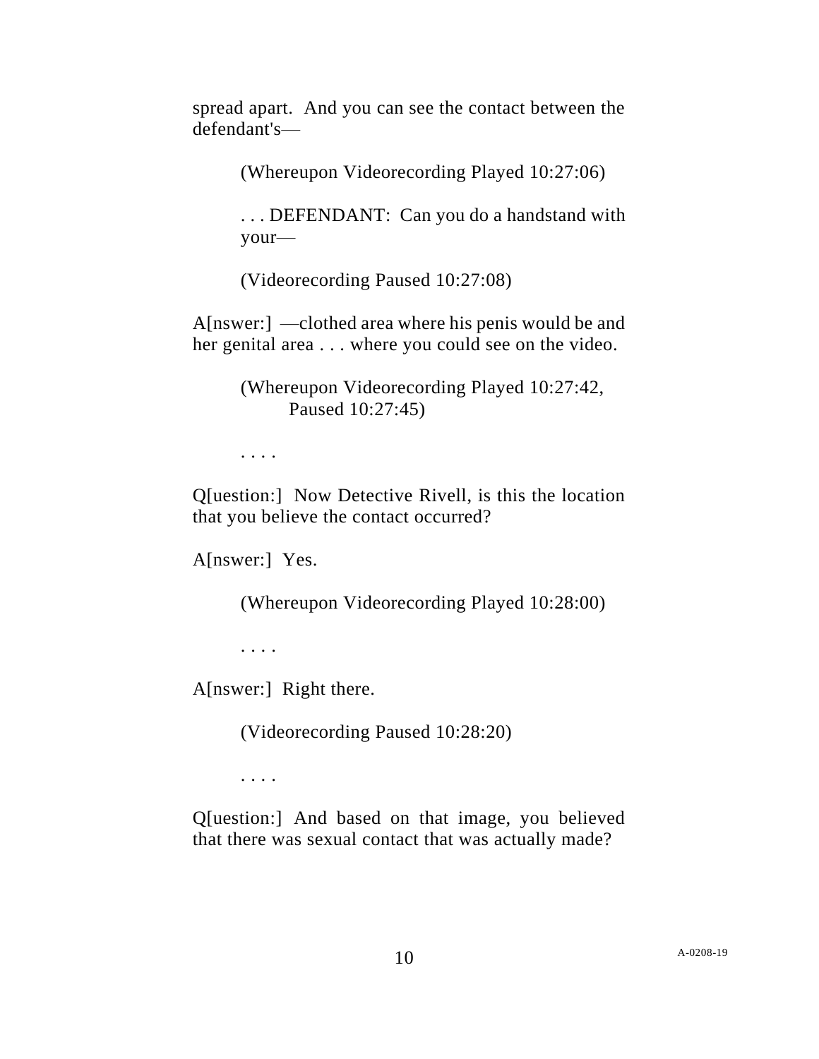spread apart. And you can see the contact between the defendant's—

> (Whereupon Videorecording Played 10:27:06)
>
> . . . DEFENDANT: Can you do a handstand with your—
>
> (Videorecording Paused 10:27:08)

A[nswer:] —clothed area where his penis would be and her genital area . . . where you could see on the video.

> (Whereupon Videorecording Played 10:27:42, Paused 10:27:45)
>
> . . . .

Q[uestion:] Now Detective Rivell, is this the location that you believe the contact occurred?

A[nswer:] Yes.

> (Whereupon Videorecording Played 10:28:00)
>
> . . . .

A[nswer:] Right there.

> (Videorecording Paused 10:28:20)
>
> . . . .

Q[uestion:] And based on that image, you believed that there was sexual contact that was actually made?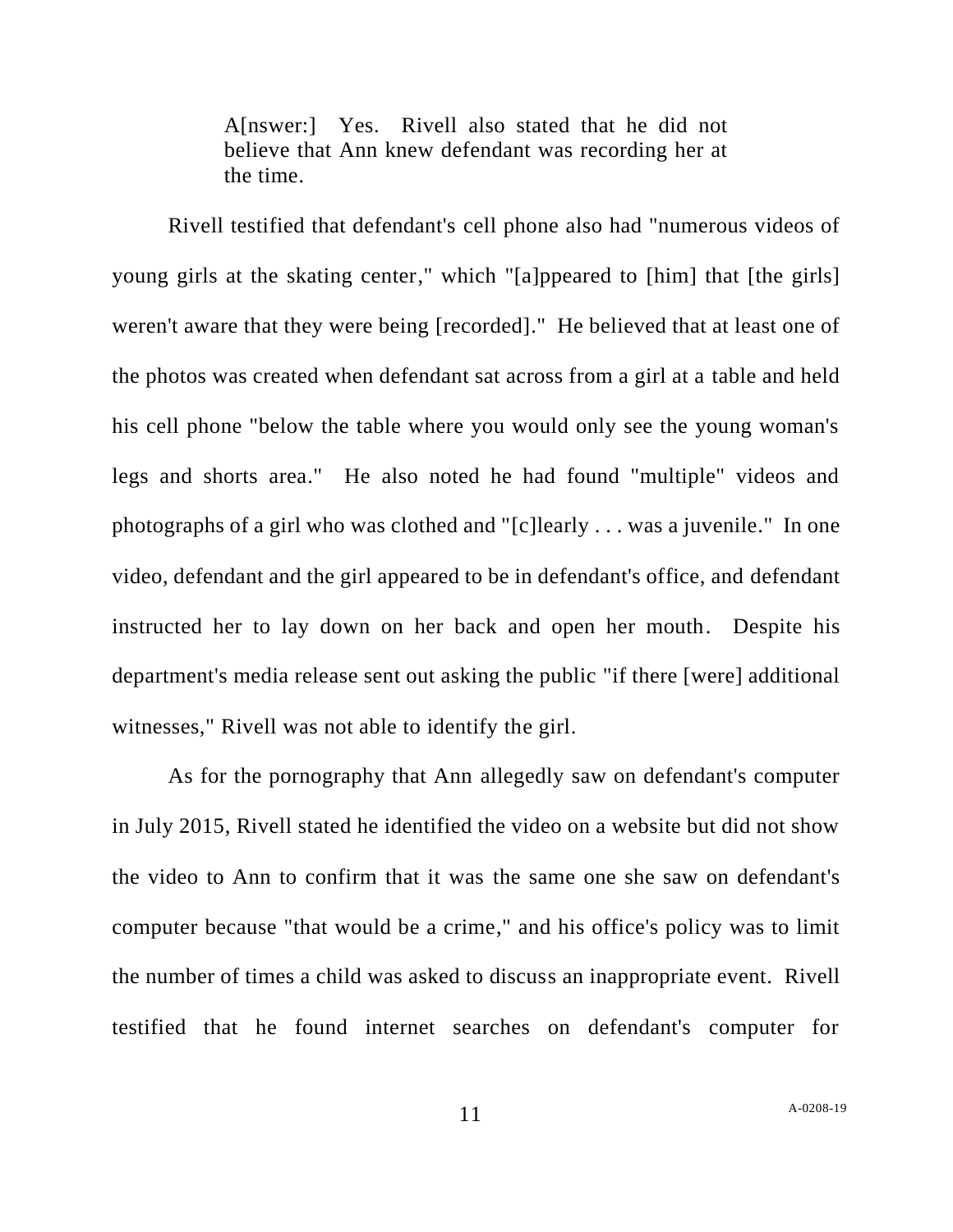> A[nswer:] Yes. Rivell also stated that he did not believe that Ann knew defendant was recording her at the time.

Rivell testified that defendant's cell phone also had "numerous videos of young girls at the skating center," which "[a]ppeared to [him] that [the girls] weren't aware that they were being [recorded]." He believed that at least one of the photos was created when defendant sat across from a girl at a table and held his cell phone "below the table where you would only see the young woman's legs and shorts area." He also noted he had found "multiple" videos and photographs of a girl who was clothed and "[c]learly . . . was a juvenile." In one video, defendant and the girl appeared to be in defendant's office, and defendant instructed her to lay down on her back and open her mouth. Despite his department's media release sent out asking the public "if there [were] additional witnesses," Rivell was not able to identify the girl.

As for the pornography that Ann allegedly saw on defendant's computer in July 2015, Rivell stated he identified the video on a website but did not show the video to Ann to confirm that it was the same one she saw on defendant's computer because "that would be a crime," and his office's policy was to limit the number of times a child was asked to discuss an inappropriate event. Rivell testified that he found internet searches on defendant's computer for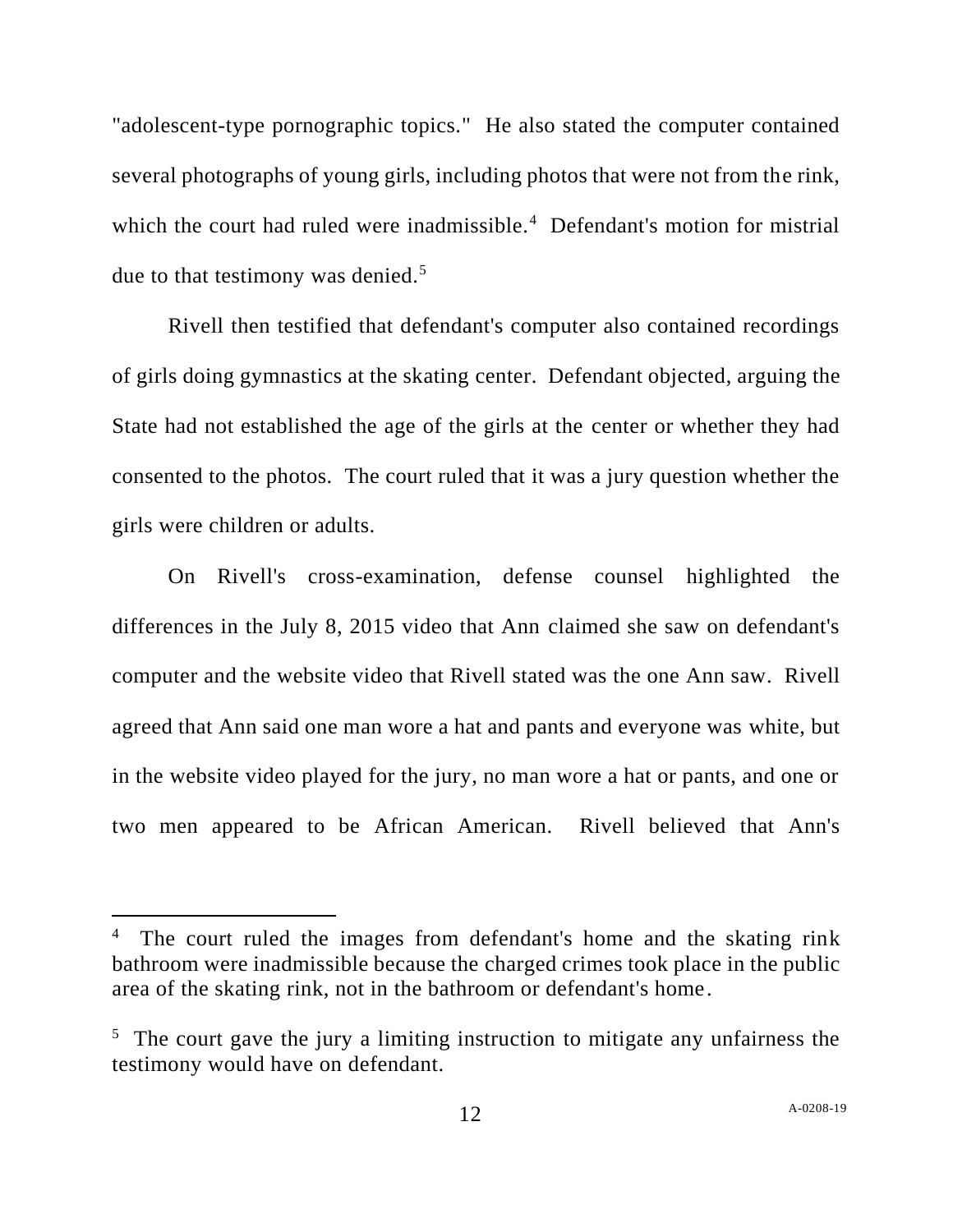"adolescent-type pornographic topics." He also stated the computer contained several photographs of young girls, including photos that were not from the rink, which the court had ruled were inadmissible.[4] Defendant's motion for mistrial due to that testimony was denied.[5]

Rivell then testified that defendant's computer also contained recordings of girls doing gymnastics at the skating center. Defendant objected, arguing the State had not established the age of the girls at the center or whether they had consented to the photos. The court ruled that it was a jury question whether the girls were children or adults.

On Rivell's cross-examination, defense counsel highlighted the differences in the July 8, 2015 video that Ann claimed she saw on defendant's computer and the website video that Rivell stated was the one Ann saw. Rivell agreed that Ann said one man wore a hat and pants and everyone was white, but in the website video played for the jury, no man wore a hat or pants, and one or two men appeared to be African American. Rivell believed that Ann's

---

[4] The court ruled the images from defendant's home and the skating rink bathroom were inadmissible because the charged crimes took place in the public area of the skating rink, not in the bathroom or defendant's home.

[5] The court gave the jury a limiting instruction to mitigate any unfairness the testimony would have on defendant.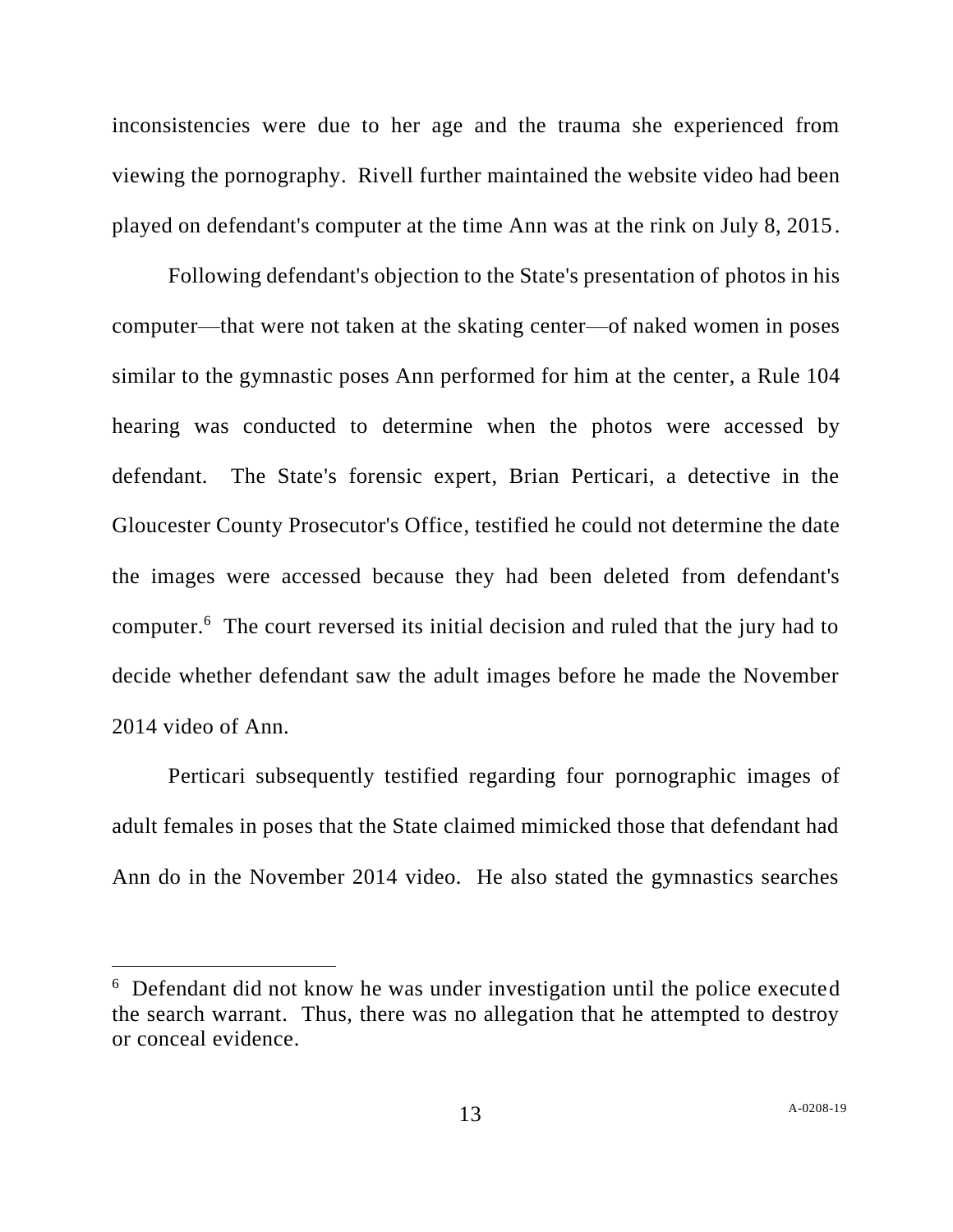inconsistencies were due to her age and the trauma she experienced from viewing the pornography. Rivell further maintained the website video had been played on defendant's computer at the time Ann was at the rink on July 8, 2015.

Following defendant's objection to the State's presentation of photos in his computer—that were not taken at the skating center—of naked women in poses similar to the gymnastic poses Ann performed for him at the center, a Rule 104 hearing was conducted to determine when the photos were accessed by defendant. The State's forensic expert, Brian Perticari, a detective in the Gloucester County Prosecutor's Office, testified he could not determine the date the images were accessed because they had been deleted from defendant's computer.[6] The court reversed its initial decision and ruled that the jury had to decide whether defendant saw the adult images before he made the November 2014 video of Ann.

Perticari subsequently testified regarding four pornographic images of adult females in poses that the State claimed mimicked those that defendant had Ann do in the November 2014 video. He also stated the gymnastics searches

---

[6] Defendant did not know he was under investigation until the police executed the search warrant. Thus, there was no allegation that he attempted to destroy or conceal evidence.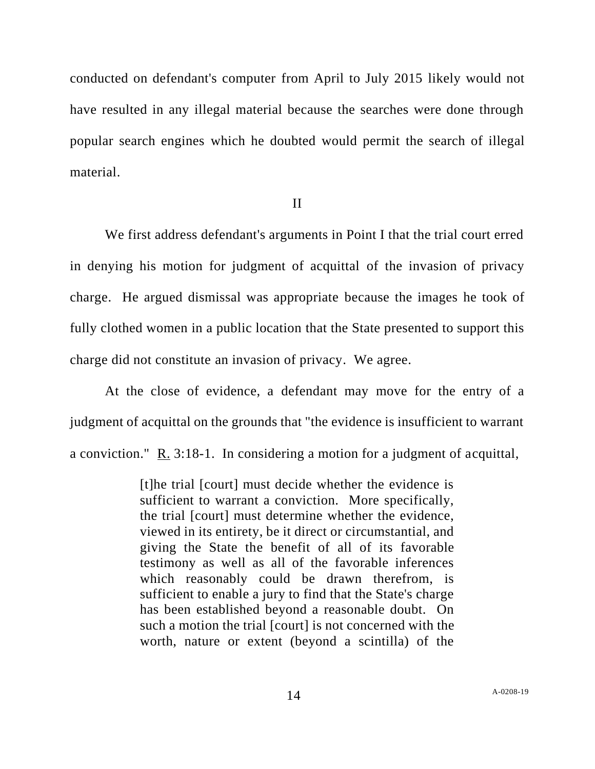conducted on defendant's computer from April to July 2015 likely would not have resulted in any illegal material because the searches were done through popular search engines which he doubted would permit the search of illegal material.

## II

We first address defendant's arguments in Point I that the trial court erred in denying his motion for judgment of acquittal of the invasion of privacy charge. He argued dismissal was appropriate because the images he took of fully clothed women in a public location that the State presented to support this charge did not constitute an invasion of privacy. We agree.

At the close of evidence, a defendant may move for the entry of a judgment of acquittal on the grounds that "the evidence is insufficient to warrant a conviction." R. 3:18-1. In considering a motion for a judgment of acquittal,

> [t]he trial [court] must decide whether the evidence is sufficient to warrant a conviction. More specifically, the trial [court] must determine whether the evidence, viewed in its entirety, be it direct or circumstantial, and giving the State the benefit of all of its favorable testimony as well as all of the favorable inferences which reasonably could be drawn therefrom, is sufficient to enable a jury to find that the State's charge has been established beyond a reasonable doubt. On such a motion the trial [court] is not concerned with the worth, nature or extent (beyond a scintilla) of the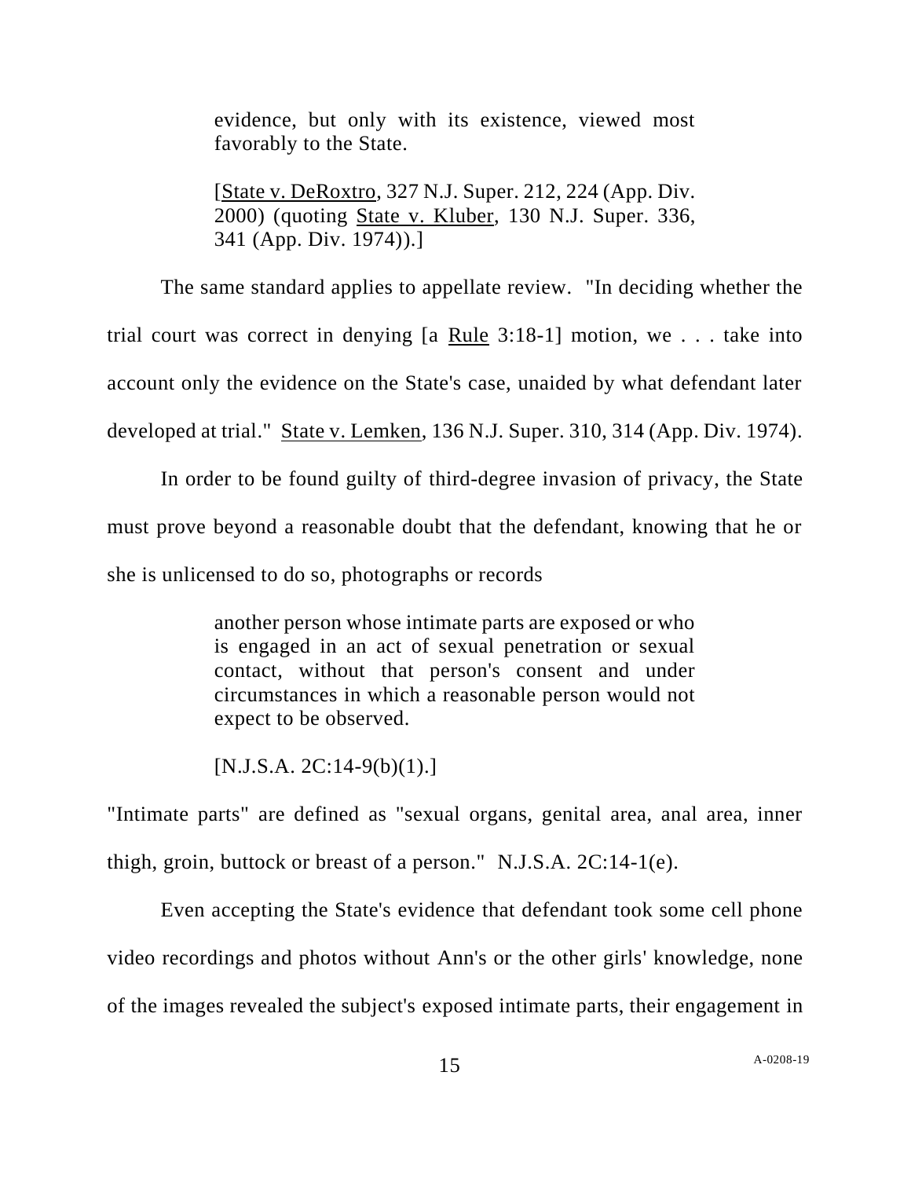> evidence, but only with its existence, viewed most favorably to the State.
>
> [State v. DeRoxtro, 327 N.J. Super. 212, 224 (App. Div. 2000) (quoting State v. Kluber, 130 N.J. Super. 336, 341 (App. Div. 1974)).]

The same standard applies to appellate review. "In deciding whether the trial court was correct in denying [a Rule 3:18-1] motion, we . . . take into account only the evidence on the State's case, unaided by what defendant later developed at trial." State v. Lemken, 136 N.J. Super. 310, 314 (App. Div. 1974).

In order to be found guilty of third-degree invasion of privacy, the State must prove beyond a reasonable doubt that the defendant, knowing that he or she is unlicensed to do so, photographs or records

> another person whose intimate parts are exposed or who is engaged in an act of sexual penetration or sexual contact, without that person's consent and under circumstances in which a reasonable person would not expect to be observed.
>
> [N.J.S.A. 2C:14-9(b)(1).]

"Intimate parts" are defined as "sexual organs, genital area, anal area, inner thigh, groin, buttock or breast of a person." N.J.S.A. 2C:14-1(e).

Even accepting the State's evidence that defendant took some cell phone video recordings and photos without Ann's or the other girls' knowledge, none of the images revealed the subject's exposed intimate parts, their engagement in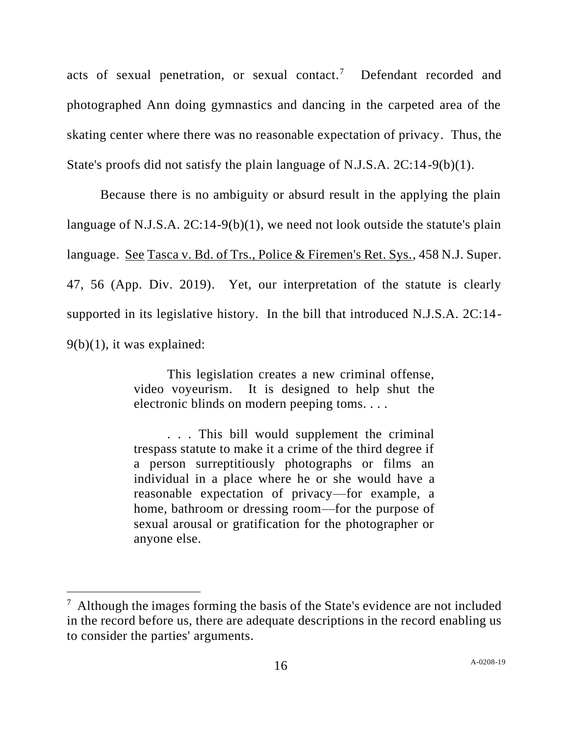acts of sexual penetration, or sexual contact.[7] Defendant recorded and photographed Ann doing gymnastics and dancing in the carpeted area of the skating center where there was no reasonable expectation of privacy. Thus, the State's proofs did not satisfy the plain language of N.J.S.A. 2C:14-9(b)(1).

Because there is no ambiguity or absurd result in the applying the plain language of N.J.S.A. 2C:14-9(b)(1), we need not look outside the statute's plain language. See Tasca v. Bd. of Trs., Police & Firemen's Ret. Sys., 458 N.J. Super. 47, 56 (App. Div. 2019). Yet, our interpretation of the statute is clearly supported in its legislative history. In the bill that introduced N.J.S.A. 2C:14-9(b)(1), it was explained:

> This legislation creates a new criminal offense, video voyeurism. It is designed to help shut the electronic blinds on modern peeping toms. . . .
>
> . . . This bill would supplement the criminal trespass statute to make it a crime of the third degree if a person surreptitiously photographs or films an individual in a place where he or she would have a reasonable expectation of privacy—for example, a home, bathroom or dressing room—for the purpose of sexual arousal or gratification for the photographer or anyone else.

---

[7] Although the images forming the basis of the State's evidence are not included in the record before us, there are adequate descriptions in the record enabling us to consider the parties' arguments.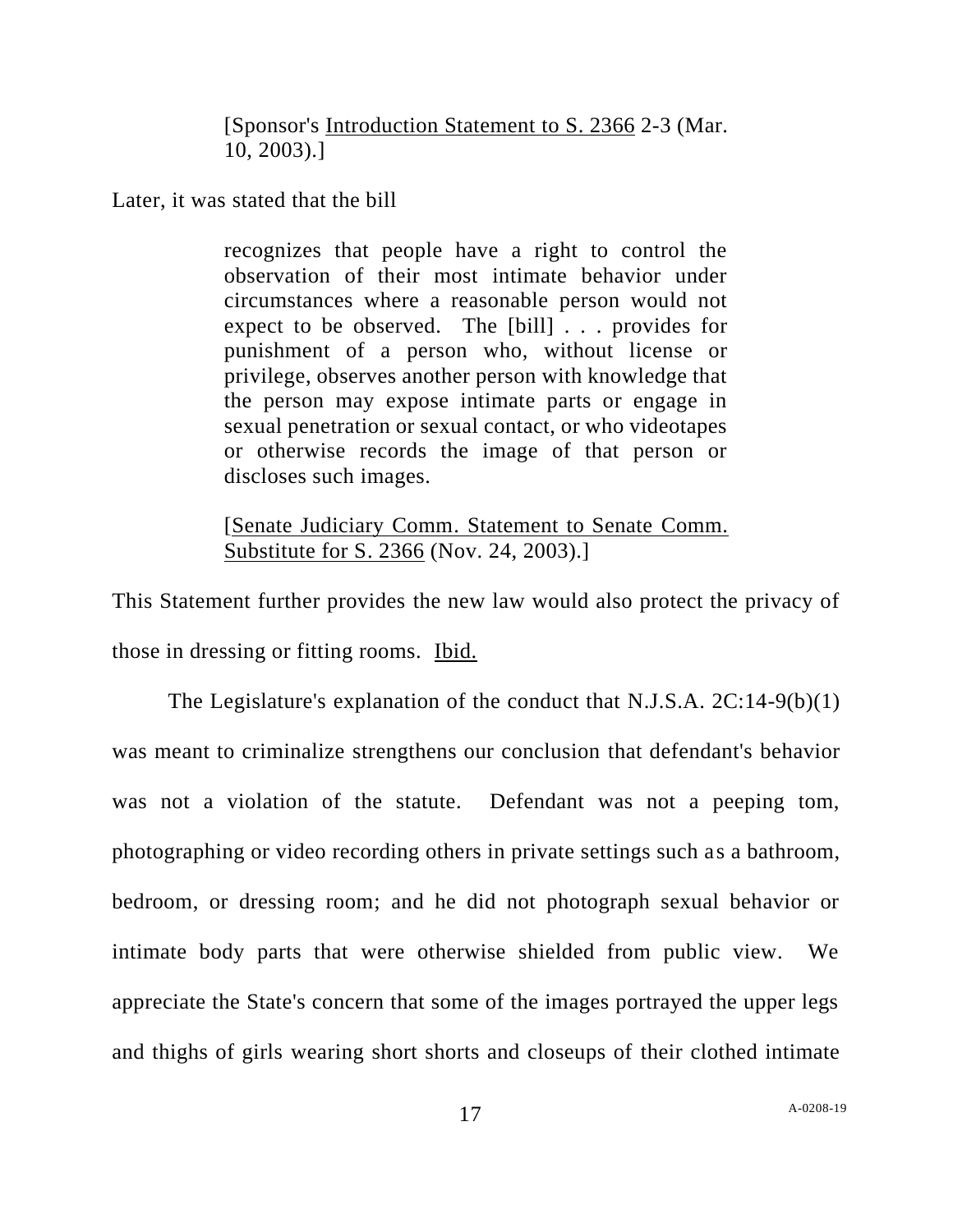> [Sponsor's Introduction Statement to S. 2366 2-3 (Mar. 10, 2003).]

Later, it was stated that the bill

> recognizes that people have a right to control the observation of their most intimate behavior under circumstances where a reasonable person would not expect to be observed. The [bill] . . . provides for punishment of a person who, without license or privilege, observes another person with knowledge that the person may expose intimate parts or engage in sexual penetration or sexual contact, or who videotapes or otherwise records the image of that person or discloses such images.
>
> [Senate Judiciary Comm. Statement to Senate Comm. Substitute for S. 2366 (Nov. 24, 2003).]

This Statement further provides the new law would also protect the privacy of those in dressing or fitting rooms. Ibid.

The Legislature's explanation of the conduct that N.J.S.A. 2C:14-9(b)(1) was meant to criminalize strengthens our conclusion that defendant's behavior was not a violation of the statute. Defendant was not a peeping tom, photographing or video recording others in private settings such as a bathroom, bedroom, or dressing room; and he did not photograph sexual behavior or intimate body parts that were otherwise shielded from public view. We appreciate the State's concern that some of the images portrayed the upper legs and thighs of girls wearing short shorts and closeups of their clothed intimate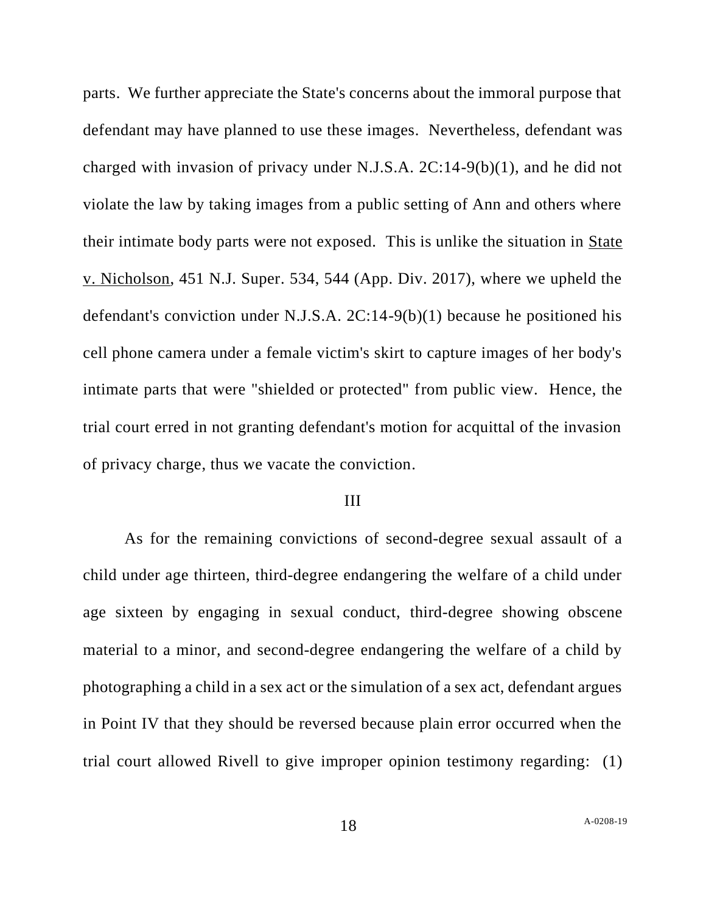parts. We further appreciate the State's concerns about the immoral purpose that defendant may have planned to use these images. Nevertheless, defendant was charged with invasion of privacy under N.J.S.A. 2C:14-9(b)(1), and he did not violate the law by taking images from a public setting of Ann and others where their intimate body parts were not exposed. This is unlike the situation in State v. Nicholson, 451 N.J. Super. 534, 544 (App. Div. 2017), where we upheld the defendant's conviction under N.J.S.A. 2C:14-9(b)(1) because he positioned his cell phone camera under a female victim's skirt to capture images of her body's intimate parts that were "shielded or protected" from public view. Hence, the trial court erred in not granting defendant's motion for acquittal of the invasion of privacy charge, thus we vacate the conviction.

III

As for the remaining convictions of second-degree sexual assault of a child under age thirteen, third-degree endangering the welfare of a child under age sixteen by engaging in sexual conduct, third-degree showing obscene material to a minor, and second-degree endangering the welfare of a child by photographing a child in a sex act or the simulation of a sex act, defendant argues in Point IV that they should be reversed because plain error occurred when the trial court allowed Rivell to give improper opinion testimony regarding: (1)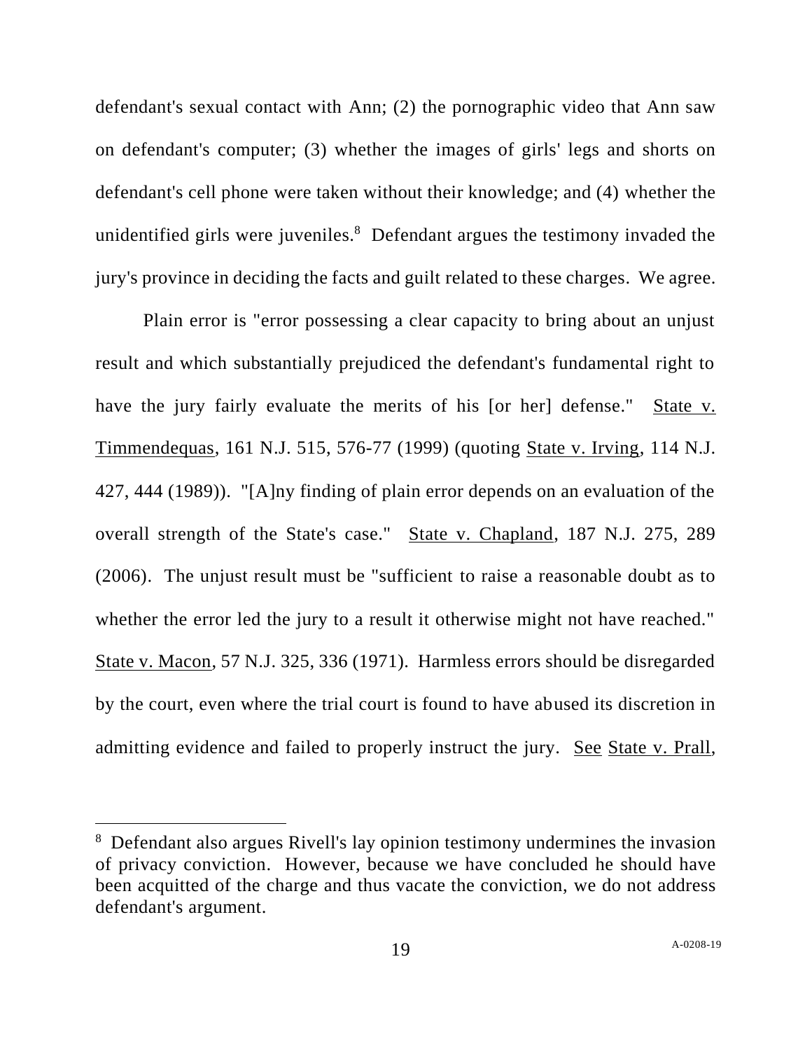defendant's sexual contact with Ann; (2) the pornographic video that Ann saw on defendant's computer; (3) whether the images of girls' legs and shorts on defendant's cell phone were taken without their knowledge; and (4) whether the unidentified girls were juveniles.[8] Defendant argues the testimony invaded the jury's province in deciding the facts and guilt related to these charges. We agree.

Plain error is "error possessing a clear capacity to bring about an unjust result and which substantially prejudiced the defendant's fundamental right to have the jury fairly evaluate the merits of his [or her] defense." State v. Timmendequas, 161 N.J. 515, 576-77 (1999) (quoting State v. Irving, 114 N.J. 427, 444 (1989)). "[A]ny finding of plain error depends on an evaluation of the overall strength of the State's case." State v. Chapland, 187 N.J. 275, 289 (2006). The unjust result must be "sufficient to raise a reasonable doubt as to whether the error led the jury to a result it otherwise might not have reached." State v. Macon, 57 N.J. 325, 336 (1971). Harmless errors should be disregarded by the court, even where the trial court is found to have abused its discretion in admitting evidence and failed to properly instruct the jury. See State v. Prall,

[8] Defendant also argues Rivell's lay opinion testimony undermines the invasion of privacy conviction. However, because we have concluded he should have been acquitted of the charge and thus vacate the conviction, we do not address defendant's argument.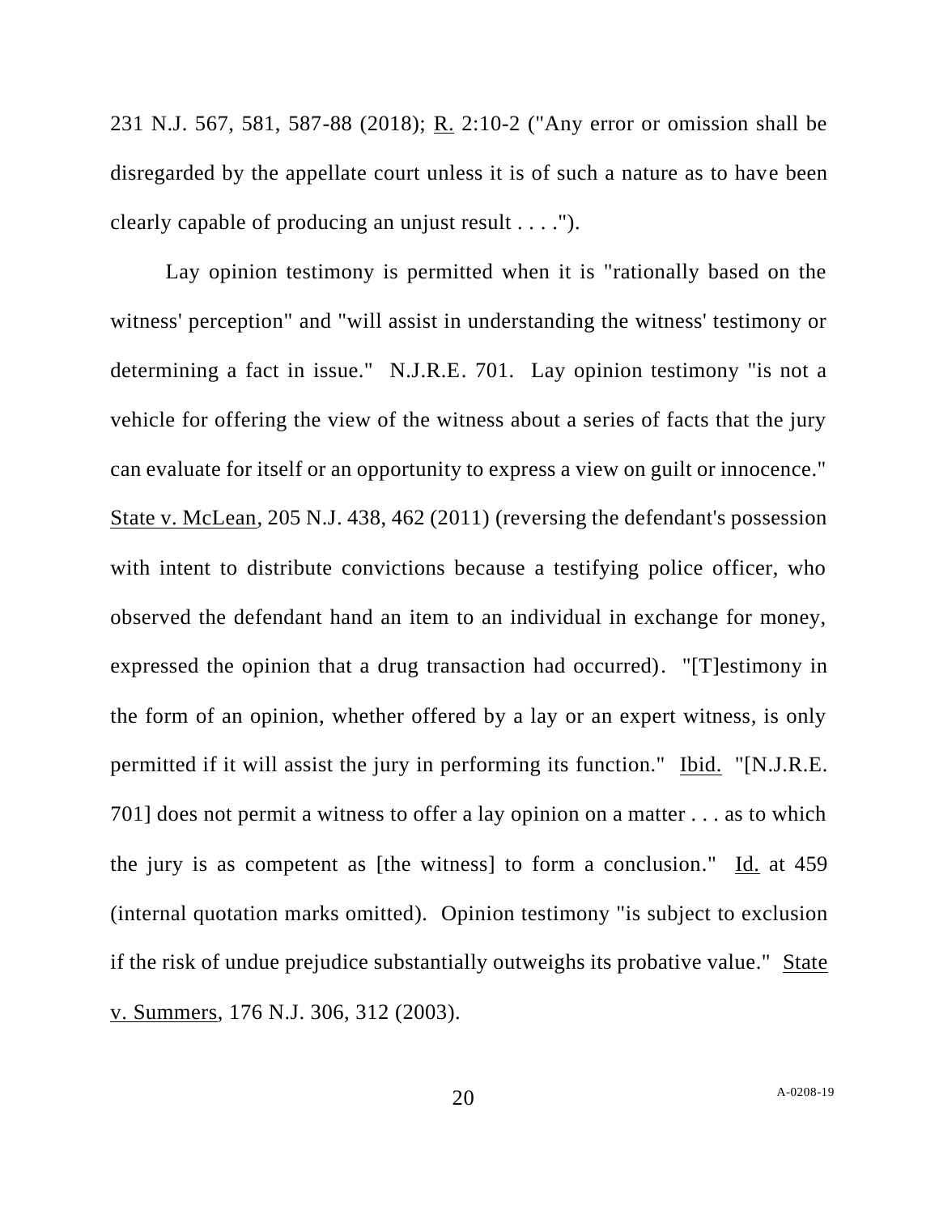231 N.J. 567, 581, 587-88 (2018); R. 2:10-2 ("Any error or omission shall be disregarded by the appellate court unless it is of such a nature as to have been clearly capable of producing an unjust result . . . .").

Lay opinion testimony is permitted when it is "rationally based on the witness' perception" and "will assist in understanding the witness' testimony or determining a fact in issue." N.J.R.E. 701. Lay opinion testimony "is not a vehicle for offering the view of the witness about a series of facts that the jury can evaluate for itself or an opportunity to express a view on guilt or innocence." State v. McLean, 205 N.J. 438, 462 (2011) (reversing the defendant's possession with intent to distribute convictions because a testifying police officer, who observed the defendant hand an item to an individual in exchange for money, expressed the opinion that a drug transaction had occurred). "[T]estimony in the form of an opinion, whether offered by a lay or an expert witness, is only permitted if it will assist the jury in performing its function." Ibid. "[N.J.R.E. 701] does not permit a witness to offer a lay opinion on a matter . . . as to which the jury is as competent as [the witness] to form a conclusion." Id. at 459 (internal quotation marks omitted). Opinion testimony "is subject to exclusion if the risk of undue prejudice substantially outweighs its probative value." State v. Summers, 176 N.J. 306, 312 (2003).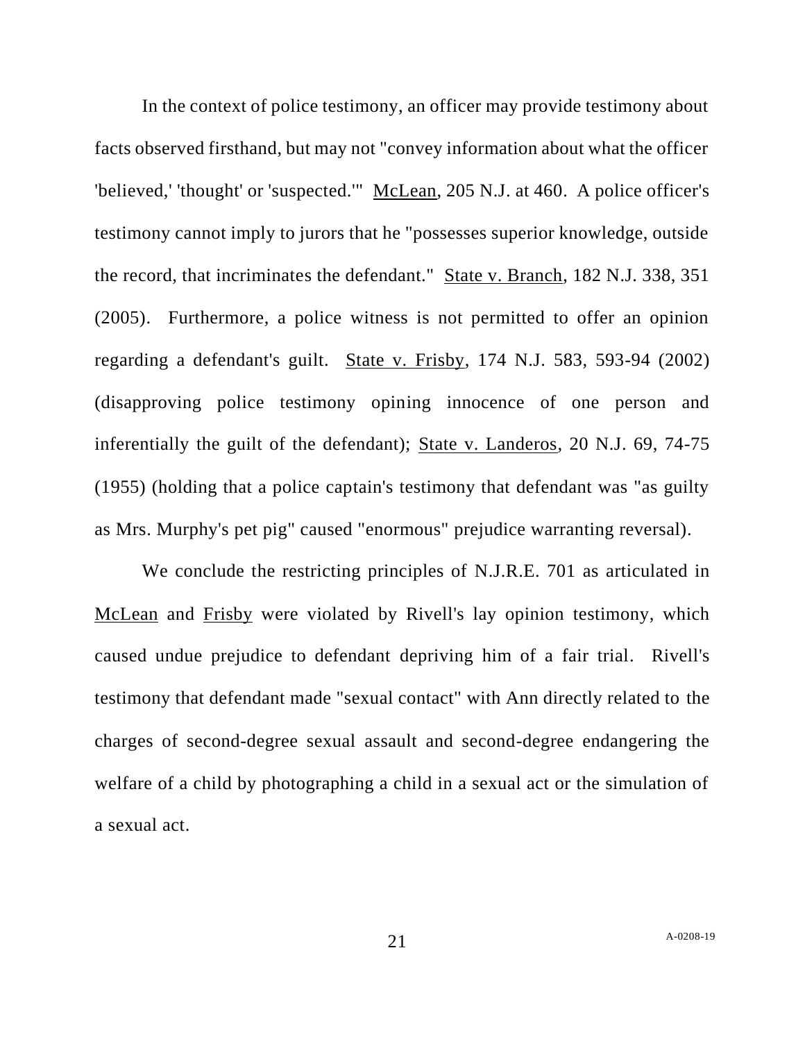In the context of police testimony, an officer may provide testimony about facts observed firsthand, but may not "convey information about what the officer 'believed,' 'thought' or 'suspected.'" McLean, 205 N.J. at 460. A police officer's testimony cannot imply to jurors that he "possesses superior knowledge, outside the record, that incriminates the defendant." State v. Branch, 182 N.J. 338, 351 (2005). Furthermore, a police witness is not permitted to offer an opinion regarding a defendant's guilt. State v. Frisby, 174 N.J. 583, 593-94 (2002) (disapproving police testimony opining innocence of one person and inferentially the guilt of the defendant); State v. Landeros, 20 N.J. 69, 74-75 (1955) (holding that a police captain's testimony that defendant was "as guilty as Mrs. Murphy's pet pig" caused "enormous" prejudice warranting reversal).

We conclude the restricting principles of N.J.R.E. 701 as articulated in McLean and Frisby were violated by Rivell's lay opinion testimony, which caused undue prejudice to defendant depriving him of a fair trial. Rivell's testimony that defendant made "sexual contact" with Ann directly related to the charges of second-degree sexual assault and second-degree endangering the welfare of a child by photographing a child in a sexual act or the simulation of a sexual act.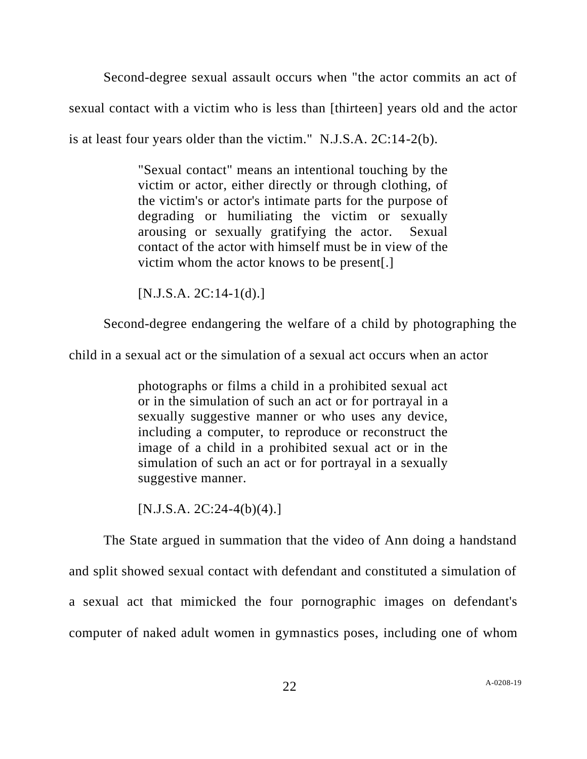Second-degree sexual assault occurs when "the actor commits an act of sexual contact with a victim who is less than [thirteen] years old and the actor is at least four years older than the victim." N.J.S.A. 2C:14-2(b).

> "Sexual contact" means an intentional touching by the victim or actor, either directly or through clothing, of the victim's or actor's intimate parts for the purpose of degrading or humiliating the victim or sexually arousing or sexually gratifying the actor. Sexual contact of the actor with himself must be in view of the victim whom the actor knows to be present[.]
>
> [N.J.S.A. 2C:14-1(d).]

Second-degree endangering the welfare of a child by photographing the child in a sexual act or the simulation of a sexual act occurs when an actor

> photographs or films a child in a prohibited sexual act or in the simulation of such an act or for portrayal in a sexually suggestive manner or who uses any device, including a computer, to reproduce or reconstruct the image of a child in a prohibited sexual act or in the simulation of such an act or for portrayal in a sexually suggestive manner.
>
> [N.J.S.A. 2C:24-4(b)(4).]

The State argued in summation that the video of Ann doing a handstand and split showed sexual contact with defendant and constituted a simulation of a sexual act that mimicked the four pornographic images on defendant's computer of naked adult women in gymnastics poses, including one of whom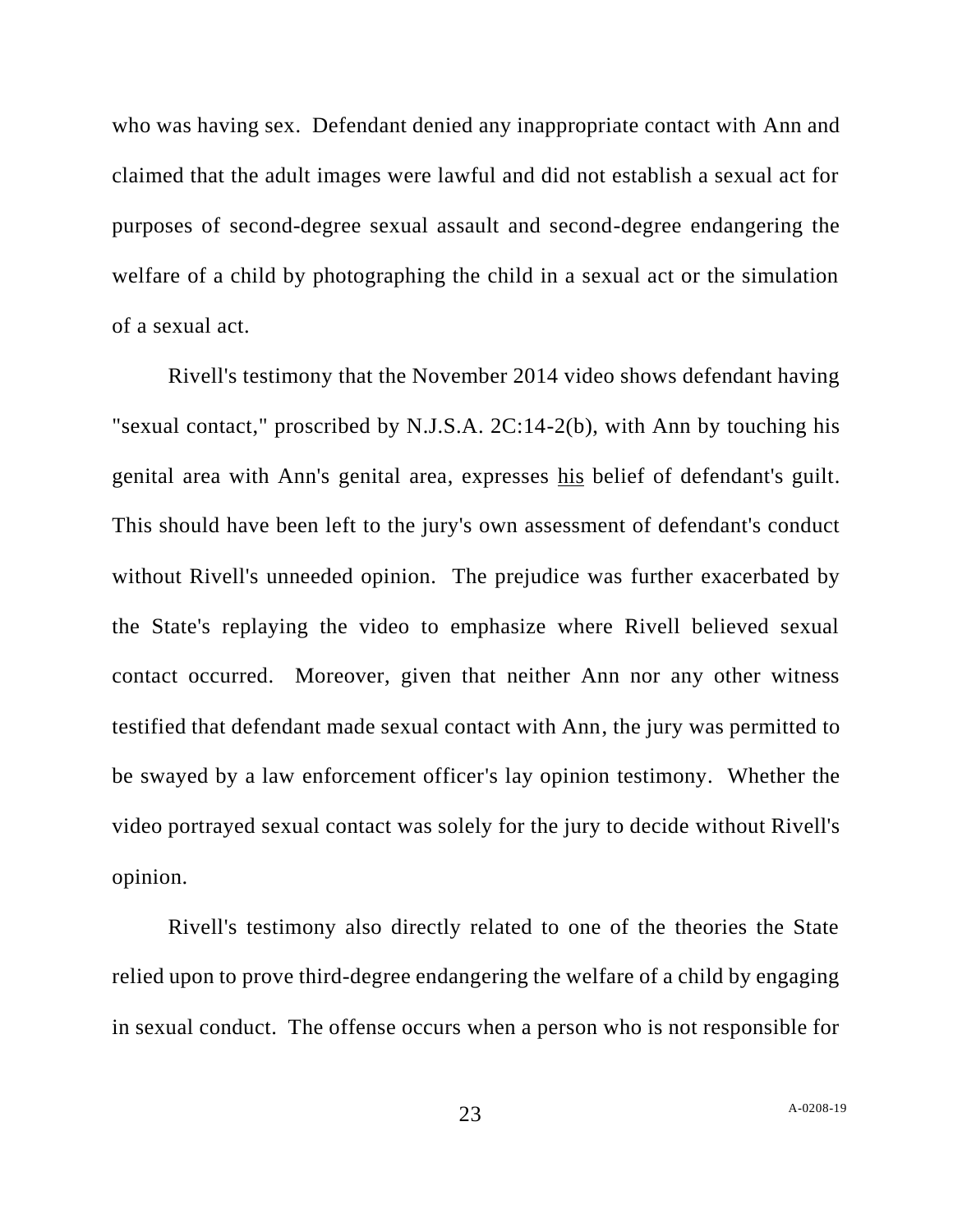who was having sex. Defendant denied any inappropriate contact with Ann and claimed that the adult images were lawful and did not establish a sexual act for purposes of second-degree sexual assault and second-degree endangering the welfare of a child by photographing the child in a sexual act or the simulation of a sexual act.

Rivell's testimony that the November 2014 video shows defendant having "sexual contact," proscribed by N.J.S.A. 2C:14-2(b), with Ann by touching his genital area with Ann's genital area, expresses <u>his</u> belief of defendant's guilt. This should have been left to the jury's own assessment of defendant's conduct without Rivell's unneeded opinion. The prejudice was further exacerbated by the State's replaying the video to emphasize where Rivell believed sexual contact occurred. Moreover, given that neither Ann nor any other witness testified that defendant made sexual contact with Ann, the jury was permitted to be swayed by a law enforcement officer's lay opinion testimony. Whether the video portrayed sexual contact was solely for the jury to decide without Rivell's opinion.

Rivell's testimony also directly related to one of the theories the State relied upon to prove third-degree endangering the welfare of a child by engaging in sexual conduct. The offense occurs when a person who is not responsible for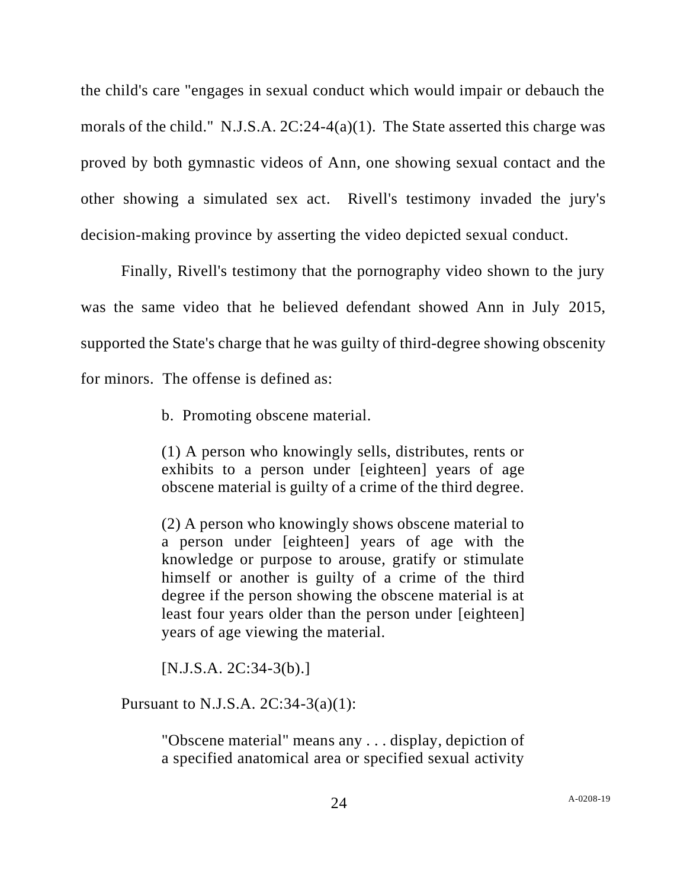the child's care "engages in sexual conduct which would impair or debauch the morals of the child." N.J.S.A. 2C:24-4(a)(1). The State asserted this charge was proved by both gymnastic videos of Ann, one showing sexual contact and the other showing a simulated sex act. Rivell's testimony invaded the jury's decision-making province by asserting the video depicted sexual conduct.

Finally, Rivell's testimony that the pornography video shown to the jury was the same video that he believed defendant showed Ann in July 2015, supported the State's charge that he was guilty of third-degree showing obscenity for minors. The offense is defined as:

> b. Promoting obscene material.
>
> (1) A person who knowingly sells, distributes, rents or exhibits to a person under [eighteen] years of age obscene material is guilty of a crime of the third degree.
>
> (2) A person who knowingly shows obscene material to a person under [eighteen] years of age with the knowledge or purpose to arouse, gratify or stimulate himself or another is guilty of a crime of the third degree if the person showing the obscene material is at least four years older than the person under [eighteen] years of age viewing the material.
>
> [N.J.S.A. 2C:34-3(b).]

Pursuant to N.J.S.A. 2C:34-3(a)(1):

> "Obscene material" means any . . . display, depiction of a specified anatomical area or specified sexual activity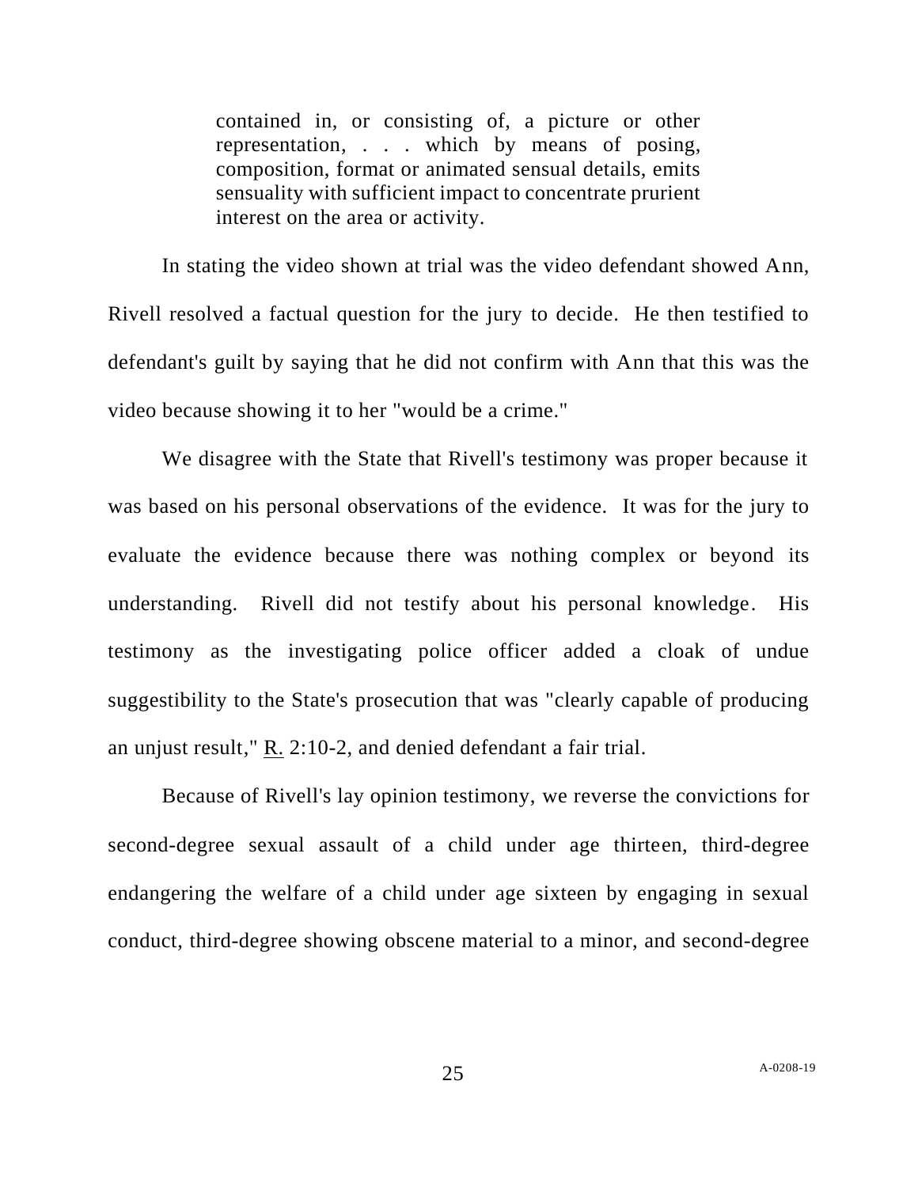> contained in, or consisting of, a picture or other representation, . . . which by means of posing, composition, format or animated sensual details, emits sensuality with sufficient impact to concentrate prurient interest on the area or activity.

In stating the video shown at trial was the video defendant showed Ann, Rivell resolved a factual question for the jury to decide. He then testified to defendant's guilt by saying that he did not confirm with Ann that this was the video because showing it to her "would be a crime."

We disagree with the State that Rivell's testimony was proper because it was based on his personal observations of the evidence. It was for the jury to evaluate the evidence because there was nothing complex or beyond its understanding. Rivell did not testify about his personal knowledge. His testimony as the investigating police officer added a cloak of undue suggestibility to the State's prosecution that was "clearly capable of producing an unjust result," R. 2:10-2, and denied defendant a fair trial.

Because of Rivell's lay opinion testimony, we reverse the convictions for second-degree sexual assault of a child under age thirteen, third-degree endangering the welfare of a child under age sixteen by engaging in sexual conduct, third-degree showing obscene material to a minor, and second-degree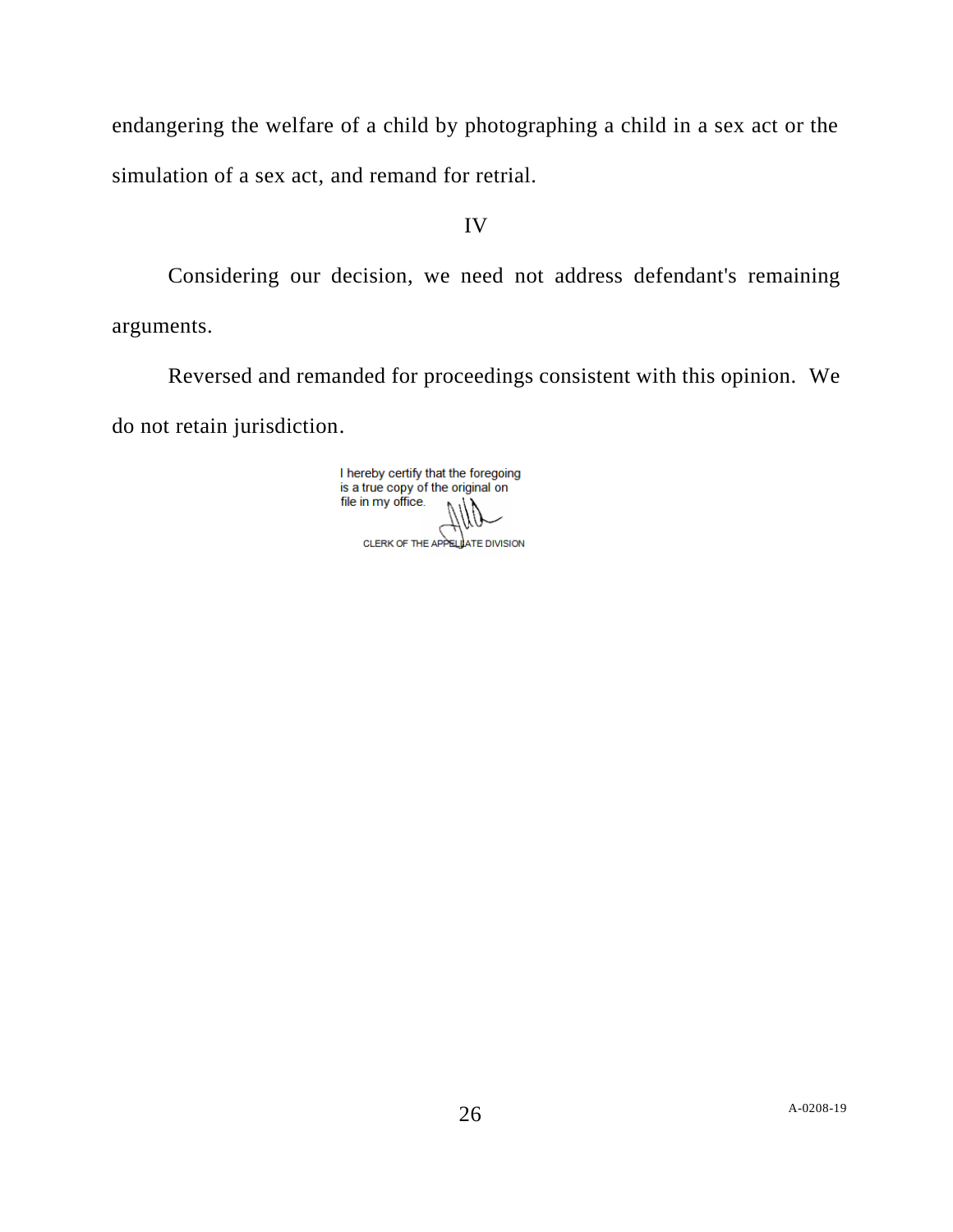endangering the welfare of a child by photographing a child in a sex act or the simulation of a sex act, and remand for retrial.

IV

Considering our decision, we need not address defendant's remaining arguments.

Reversed and remanded for proceedings consistent with this opinion. We do not retain jurisdiction.

I hereby certify that the foregoing is a true copy of the original on file in my office.

CLERK OF THE APPELLATE DIVISION